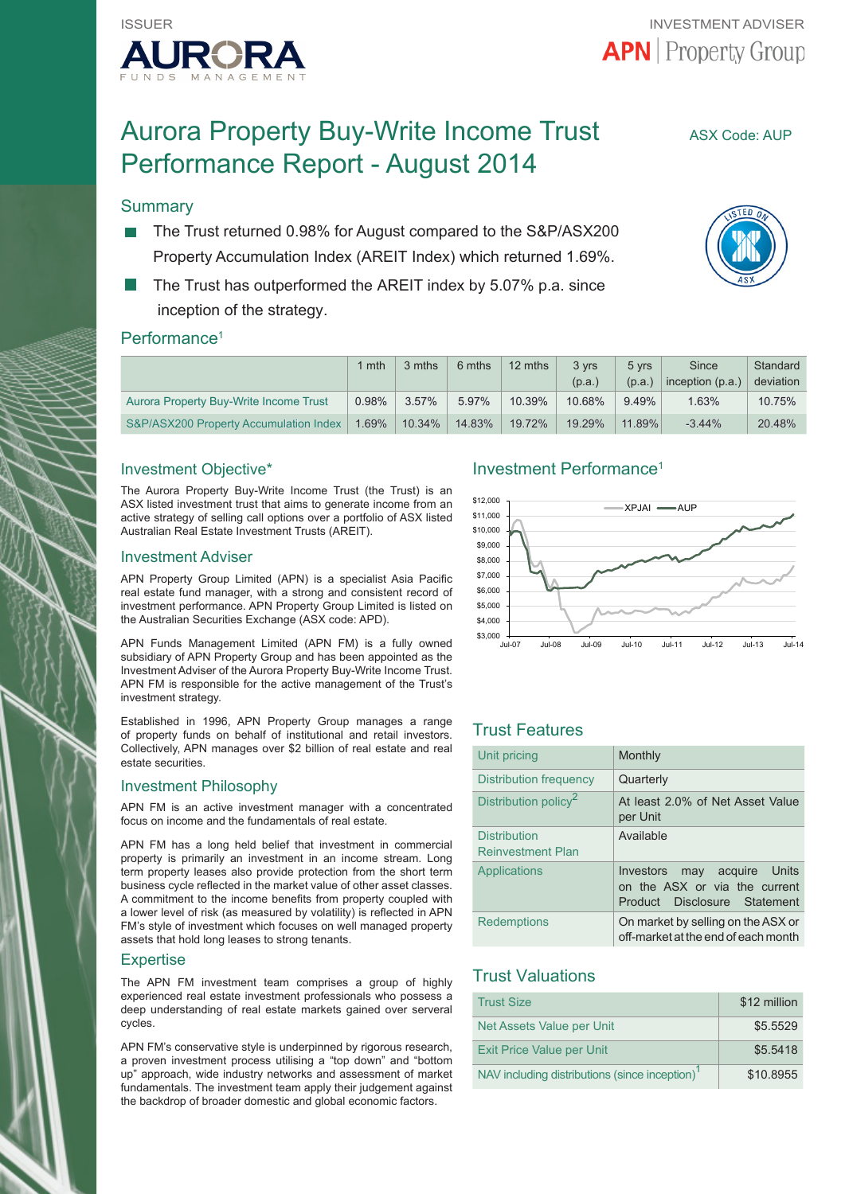ISSUER

AURORA
FUNDS MANAGEMENT

INVESTMENT ADVISER

APN | Property Group

# Aurora Property Buy-Write Income Trust Performance Report - August 2014

ASX Code: AUP

## Summary

- The Trust returned 0.98% for August compared to the S&P/ASX200 Property Accumulation Index (AREIT Index) which returned 1.69%.
- The Trust has outperformed the AREIT index by 5.07% p.a. since inception of the strategy.

## Performance[1]

| | 1 mth | 3 mths | 6 mths | 12 mths | 3 yrs (p.a.) | 5 yrs (p.a.) | Since inception (p.a.) | Standard deviation |
|---|---|---|---|---|---|---|---|---|
| Aurora Property Buy-Write Income Trust | 0.98% | 3.57% | 5.97% | 10.39% | 10.68% | 9.49% | 1.63% | 10.75% |
| S&P/ASX200 Property Accumulation Index | 1.69% | 10.34% | 14.83% | 19.72% | 19.29% | 11.89% | -3.44% | 20.48% |

## Investment Objective*

The Aurora Property Buy-Write Income Trust (the Trust) is an ASX listed investment trust that aims to generate income from an active strategy of selling call options over a portfolio of ASX listed Australian Real Estate Investment Trusts (AREIT).

## Investment Adviser

APN Property Group Limited (APN) is a specialist Asia Pacific real estate fund manager, with a strong and consistent record of investment performance. APN Property Group Limited is listed on the Australian Securities Exchange (ASX code: APD).

APN Funds Management Limited (APN FM) is a fully owned subsidiary of APN Property Group and has been appointed as the Investment Adviser of the Aurora Property Buy-Write Income Trust. APN FM is responsible for the active management of the Trust's investment strategy.

Established in 1996, APN Property Group manages a range of property funds on behalf of institutional and retail investors. Collectively, APN manages over $2 billion of real estate and real estate securities.

## Investment Philosophy

APN FM is an active investment manager with a concentrated focus on income and the fundamentals of real estate.

APN FM has a long held belief that investment in commercial property is primarily an investment in an income stream. Long term property leases also provide protection from the short term business cycle reflected in the market value of other asset classes. A commitment to the income benefits from property coupled with a lower level of risk (as measured by volatility) is reflected in APN FM's style of investment which focuses on well managed property assets that hold long leases to strong tenants.

## Expertise

The APN FM investment team comprises a group of highly experienced real estate investment professionals who possess a deep understanding of real estate markets gained over serveral cycles.

APN FM's conservative style is underpinned by rigorous research, a proven investment process utilising a "top down" and "bottom up" approach, wide industry networks and assessment of market fundamentals. The investment team apply their judgement against the backdrop of broader domestic and global economic factors.

## Investment Performance[1]

XPJAI AUP

$12,000
$11,000
$10,000
$9,000
$8,000
$7,000
$6,000
$5,000
$4,000
$3,000

Jul-07 Jul-08 Jul-09 Jul-10 Jul-11 Jul-12 Jul-13 Jul-14

## Trust Features

| | |
|---|---|
| Unit pricing | Monthly |
| Distribution frequency | Quarterly |
| Distribution policy[2] | At least 2.0% of Net Asset Value per Unit |
| Distribution Reinvestment Plan | Available |
| Applications | Investors may acquire Units on the ASX or via the current Product Disclosure Statement |
| Redemptions | On market by selling on the ASX or off-market at the end of each month |

## Trust Valuations

| | |
|---|---|
| Trust Size | $12 million |
| Net Assets Value per Unit | $5.5529 |
| Exit Price Value per Unit | $5.5418 |
| NAV including distributions (since inception)[1] | $10.8955 |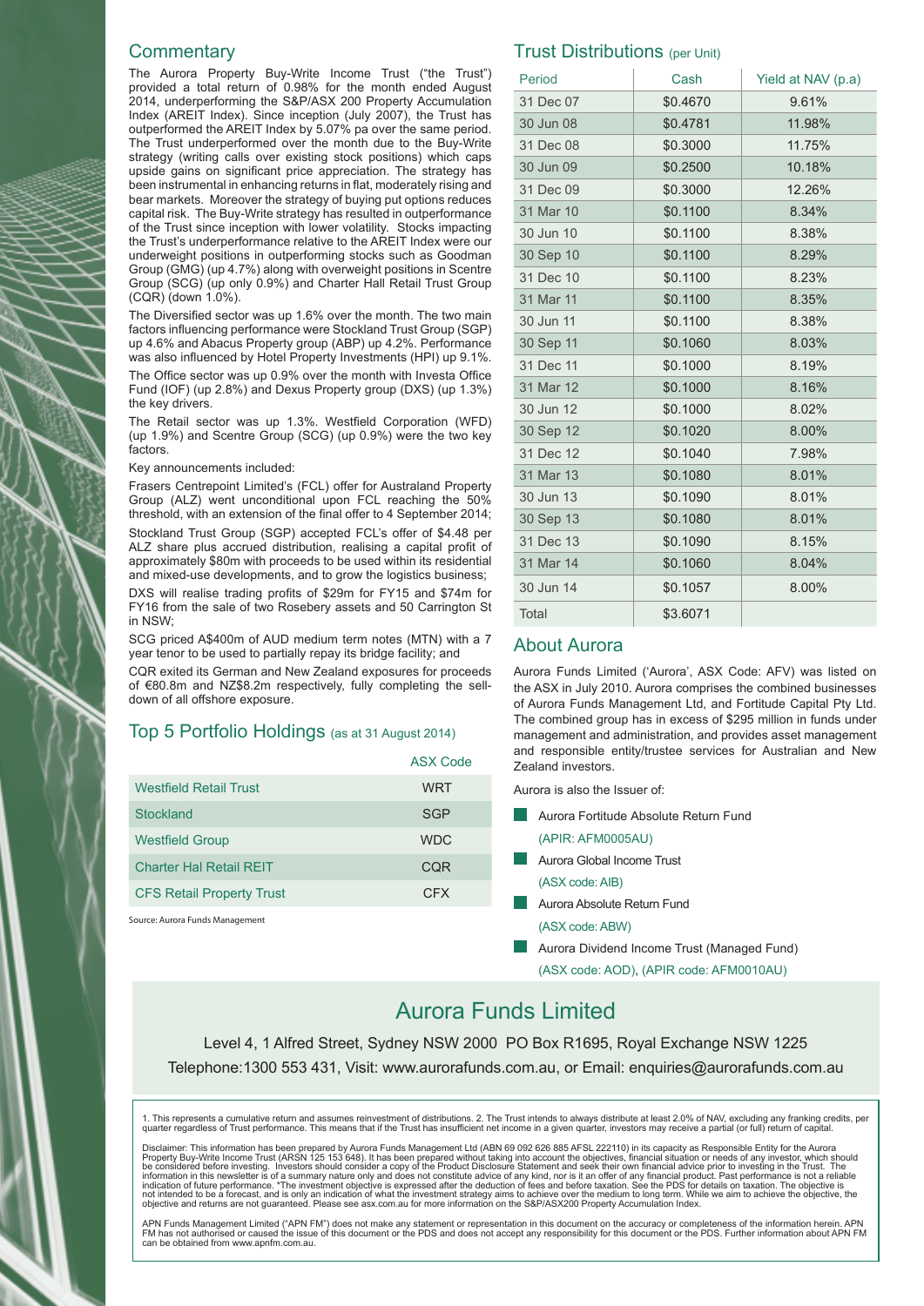## Commentary

The Aurora Property Buy-Write Income Trust ("the Trust") provided a total return of 0.98% for the month ended August 2014, underperforming the S&P/ASX 200 Property Accumulation Index (AREIT Index). Since inception (July 2007), the Trust has outperformed the AREIT Index by 5.07% pa over the same period. The Trust underperformed over the month due to the Buy-Write strategy (writing calls over existing stock positions) which caps upside gains on significant price appreciation. The strategy has been instrumental in enhancing returns in flat, moderately rising and bear markets. Moreover the strategy of buying put options reduces capital risk. The Buy-Write strategy has resulted in outperformance of the Trust since inception with lower volatility. Stocks impacting the Trust's underperformance relative to the AREIT Index were our underweight positions in outperforming stocks such as Goodman Group (GMG) (up 4.7%) along with overweight positions in Scentre Group (SCG) (up only 0.9%) and Charter Hall Retail Trust Group (CQR) (down 1.0%).

The Diversified sector was up 1.6% over the month. The two main factors influencing performance were Stockland Trust Group (SGP) up 4.6% and Abacus Property group (ABP) up 4.2%. Performance was also influenced by Hotel Property Investments (HPI) up 9.1%.

The Office sector was up 0.9% over the month with Investa Office Fund (IOF) (up 2.8%) and Dexus Property group (DXS) (up 1.3%) the key drivers.

The Retail sector was up 1.3%. Westfield Corporation (WFD) (up 1.9%) and Scentre Group (SCG) (up 0.9%) were the two key factors.

Key announcements included:

Frasers Centrepoint Limited's (FCL) offer for Australand Property Group (ALZ) went unconditional upon FCL reaching the 50% threshold, with an extension of the final offer to 4 September 2014;

Stockland Trust Group (SGP) accepted FCL's offer of $4.48 per ALZ share plus accrued distribution, realising a capital profit of approximately $80m with proceeds to be used within its residential and mixed-use developments, and to grow the logistics business;

DXS will realise trading profits of $29m for FY15 and $74m for FY16 from the sale of two Rosebery assets and 50 Carrington St in NSW;

SCG priced A$400m of AUD medium term notes (MTN) with a 7 year tenor to be used to partially repay its bridge facility; and

CQR exited its German and New Zealand exposures for proceeds of €80.8m and NZ$8.2m respectively, fully completing the sell-down of all offshore exposure.

## Top 5 Portfolio Holdings (as at 31 August 2014)

| | ASX Code |
|---|---|
| Westfield Retail Trust | WRT |
| Stockland | SGP |
| Westfield Group | WDC |
| Charter Hal Retail REIT | CQR |
| CFS Retail Property Trust | CFX |

Source: Aurora Funds Management

## Trust Distributions (per Unit)

| Period | Cash | Yield at NAV (p.a) |
|---|---|---|
| 31 Dec 07 | $0.4670 | 9.61% |
| 30 Jun 08 | $0.4781 | 11.98% |
| 31 Dec 08 | $0.3000 | 11.75% |
| 30 Jun 09 | $0.2500 | 10.18% |
| 31 Dec 09 | $0.3000 | 12.26% |
| 31 Mar 10 | $0.1100 | 8.34% |
| 30 Jun 10 | $0.1100 | 8.38% |
| 30 Sep 10 | $0.1100 | 8.29% |
| 31 Dec 10 | $0.1100 | 8.23% |
| 31 Mar 11 | $0.1100 | 8.35% |
| 30 Jun 11 | $0.1100 | 8.38% |
| 30 Sep 11 | $0.1060 | 8.03% |
| 31 Dec 11 | $0.1000 | 8.19% |
| 31 Mar 12 | $0.1000 | 8.16% |
| 30 Jun 12 | $0.1000 | 8.02% |
| 30 Sep 12 | $0.1020 | 8.00% |
| 31 Dec 12 | $0.1040 | 7.98% |
| 31 Mar 13 | $0.1080 | 8.01% |
| 30 Jun 13 | $0.1090 | 8.01% |
| 30 Sep 13 | $0.1080 | 8.01% |
| 31 Dec 13 | $0.1090 | 8.15% |
| 31 Mar 14 | $0.1060 | 8.04% |
| 30 Jun 14 | $0.1057 | 8.00% |
| Total | $3.6071 | |

## About Aurora

Aurora Funds Limited ('Aurora', ASX Code: AFV) was listed on the ASX in July 2010. Aurora comprises the combined businesses of Aurora Funds Management Ltd, and Fortitude Capital Pty Ltd. The combined group has in excess of $295 million in funds under management and administration, and provides asset management and responsible entity/trustee services for Australian and New Zealand investors.

Aurora is also the Issuer of:

- Aurora Fortitude Absolute Return Fund (APIR: AFM0005AU)
- Aurora Global Income Trust (ASX code: AIB)
- Aurora Absolute Return Fund (ASX code: ABW)
- Aurora Dividend Income Trust (Managed Fund) (ASX code: AOD), (APIR code: AFM0010AU)

## Aurora Funds Limited

Level 4, 1 Alfred Street, Sydney NSW 2000 PO Box R1695, Royal Exchange NSW 1225

Telephone:1300 553 431, Visit: www.aurorafunds.com.au, or Email: enquiries@aurorafunds.com.au

1. This represents a cumulative return and assumes reinvestment of distributions. 2. The Trust intends to always distribute at least 2.0% of NAV, excluding any franking credits, per quarter regardless of Trust performance. This means that if the Trust has insufficient net income in a given quarter, investors may receive a partial (or full) return of capital.

Disclaimer: This information has been prepared by Aurora Funds Management Ltd (ABN 69 092 626 885 AFSL 222110) in its capacity as Responsible Entity for the Aurora Property Buy-Write Income Trust (ARSN 125 153 648). It has been prepared without taking into account the objectives, financial situation or needs of any investor, which should be considered before investing. Investors should consider a copy of the Product Disclosure Statement and seek their own financial advice prior to investing in the Trust. The information in this newsletter is of a summary nature only and does not constitute advice of any kind, nor is it an offer of any financial product. Past performance is not a reliable indication of future performance. *The investment objective is expressed after the deduction of fees and before taxation. See the PDS for details on taxation. The objective is not intended to be a forecast, and is only an indication of what the investment strategy aims to achieve over the medium to long term. While we aim to achieve the objective, the objective and returns are not guaranteed. Please see asx.com.au for more information on the S&P/ASX200 Property Accumulation Index.

APN Funds Management Limited ("APN FM") does not make any statement or representation in this document on the accuracy or completeness of the information herein. APN FM has not authorised or caused the issue of this document or the PDS and does not accept any responsibility for this document or the PDS. Further information about APN FM can be obtained from www.apnfm.com.au.